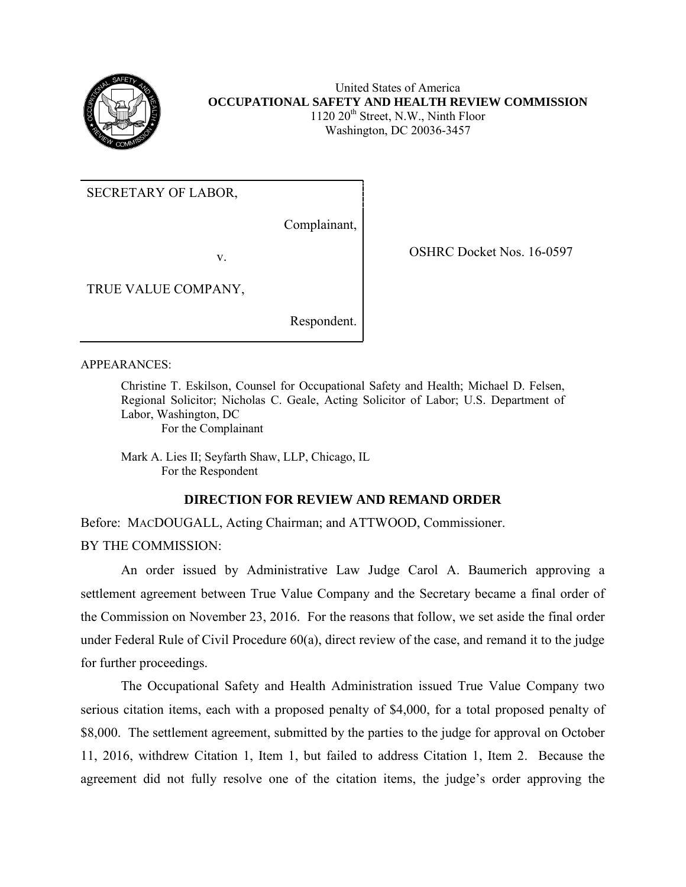United States of America
**OCCUPATIONAL SAFETY AND HEALTH REVIEW COMMISSION**
1120 20th Street, N.W., Ninth Floor
Washington, DC 20036-3457

| | |
|---|---|
| SECRETARY OF LABOR,<br><br>Complainant,<br><br>v.<br><br>TRUE VALUE COMPANY,<br><br>Respondent. | OSHRC Docket Nos. 16-0597 |

APPEARANCES:

> Christine T. Eskilson, Counsel for Occupational Safety and Health; Michael D. Felsen, Regional Solicitor; Nicholas C. Geale, Acting Solicitor of Labor; U.S. Department of Labor, Washington, DC
> For the Complainant
>
> Mark A. Lies II; Seyfarth Shaw, LLP, Chicago, IL
> For the Respondent

## DIRECTION FOR REVIEW AND REMAND ORDER

Before: MACDOUGALL, Acting Chairman; and ATTWOOD, Commissioner.

BY THE COMMISSION:

An order issued by Administrative Law Judge Carol A. Baumerich approving a settlement agreement between True Value Company and the Secretary became a final order of the Commission on November 23, 2016. For the reasons that follow, we set aside the final order under Federal Rule of Civil Procedure 60(a), direct review of the case, and remand it to the judge for further proceedings.

The Occupational Safety and Health Administration issued True Value Company two serious citation items, each with a proposed penalty of $4,000, for a total proposed penalty of $8,000. The settlement agreement, submitted by the parties to the judge for approval on October 11, 2016, withdrew Citation 1, Item 1, but failed to address Citation 1, Item 2. Because the agreement did not fully resolve one of the citation items, the judge's order approving the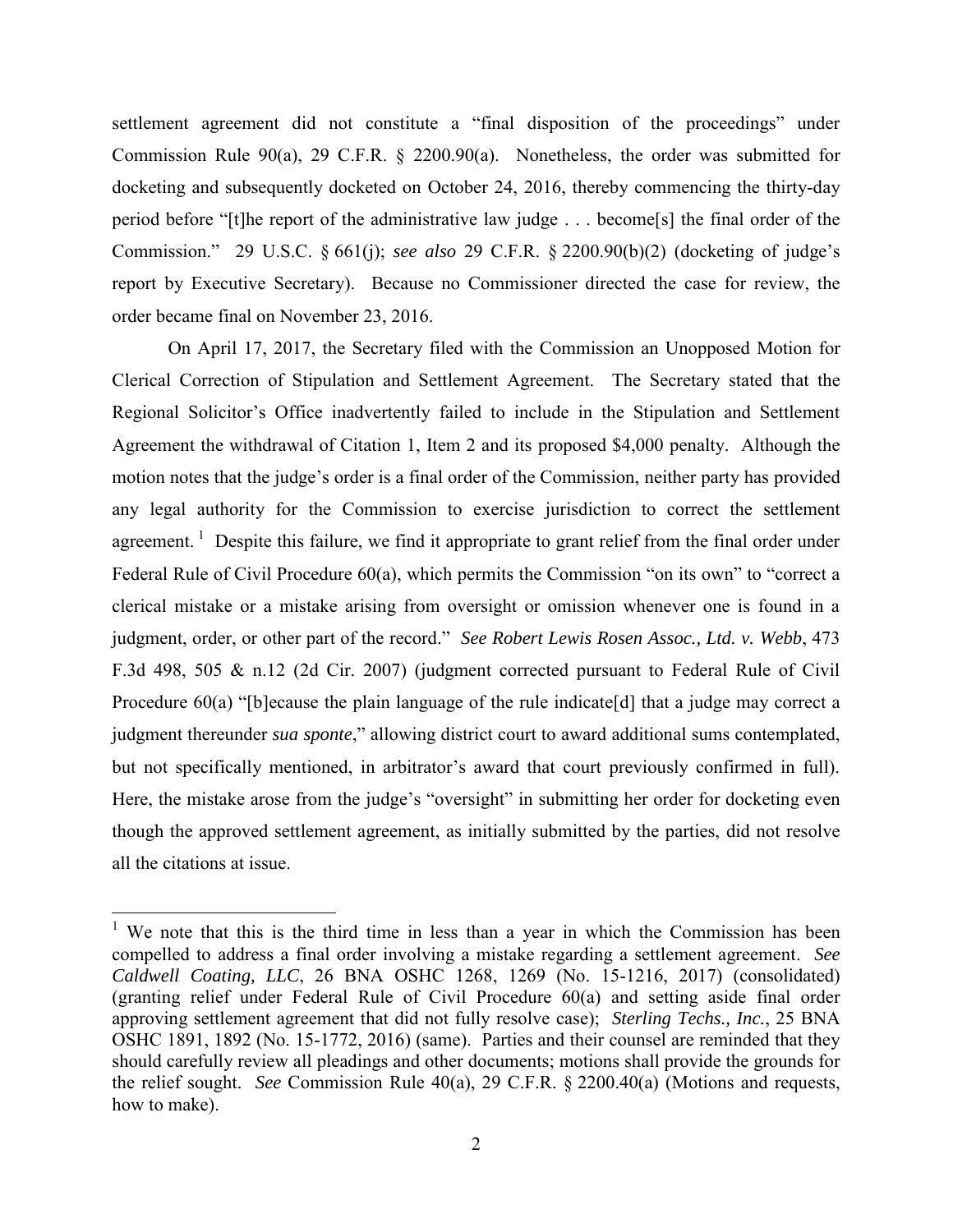settlement agreement did not constitute a "final disposition of the proceedings" under Commission Rule 90(a), 29 C.F.R. § 2200.90(a). Nonetheless, the order was submitted for docketing and subsequently docketed on October 24, 2016, thereby commencing the thirty-day period before "[t]he report of the administrative law judge . . . become[s] the final order of the Commission." 29 U.S.C. § 661(j); *see also* 29 C.F.R. § 2200.90(b)(2) (docketing of judge's report by Executive Secretary). Because no Commissioner directed the case for review, the order became final on November 23, 2016.

On April 17, 2017, the Secretary filed with the Commission an Unopposed Motion for Clerical Correction of Stipulation and Settlement Agreement. The Secretary stated that the Regional Solicitor's Office inadvertently failed to include in the Stipulation and Settlement Agreement the withdrawal of Citation 1, Item 2 and its proposed $4,000 penalty. Although the motion notes that the judge's order is a final order of the Commission, neither party has provided any legal authority for the Commission to exercise jurisdiction to correct the settlement agreement.[1] Despite this failure, we find it appropriate to grant relief from the final order under Federal Rule of Civil Procedure 60(a), which permits the Commission "on its own" to "correct a clerical mistake or a mistake arising from oversight or omission whenever one is found in a judgment, order, or other part of the record." *See Robert Lewis Rosen Assoc., Ltd. v. Webb*, 473 F.3d 498, 505 & n.12 (2d Cir. 2007) (judgment corrected pursuant to Federal Rule of Civil Procedure 60(a) "[b]ecause the plain language of the rule indicate[d] that a judge may correct a judgment thereunder *sua sponte*," allowing district court to award additional sums contemplated, but not specifically mentioned, in arbitrator's award that court previously confirmed in full). Here, the mistake arose from the judge's "oversight" in submitting her order for docketing even though the approved settlement agreement, as initially submitted by the parties, did not resolve all the citations at issue.

[1] We note that this is the third time in less than a year in which the Commission has been compelled to address a final order involving a mistake regarding a settlement agreement. *See Caldwell Coating, LLC*, 26 BNA OSHC 1268, 1269 (No. 15-1216, 2017) (consolidated) (granting relief under Federal Rule of Civil Procedure 60(a) and setting aside final order approving settlement agreement that did not fully resolve case); *Sterling Techs., Inc.*, 25 BNA OSHC 1891, 1892 (No. 15-1772, 2016) (same). Parties and their counsel are reminded that they should carefully review all pleadings and other documents; motions shall provide the grounds for the relief sought. *See* Commission Rule 40(a), 29 C.F.R. § 2200.40(a) (Motions and requests, how to make).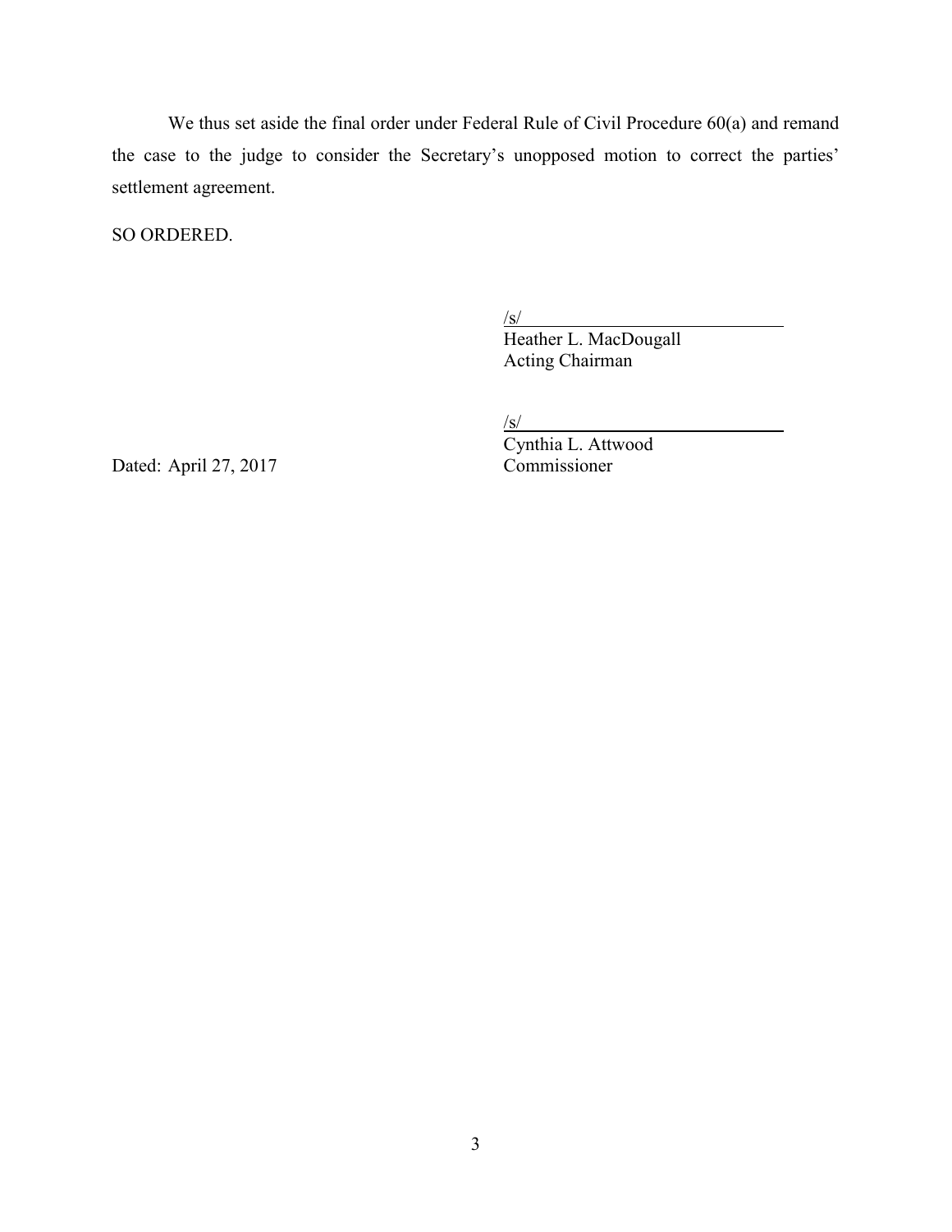We thus set aside the final order under Federal Rule of Civil Procedure 60(a) and remand the case to the judge to consider the Secretary's unopposed motion to correct the parties' settlement agreement.

SO ORDERED.

/s/
Heather L. MacDougall
Acting Chairman

/s/
Cynthia L. Attwood
Commissioner

Dated: April 27, 2017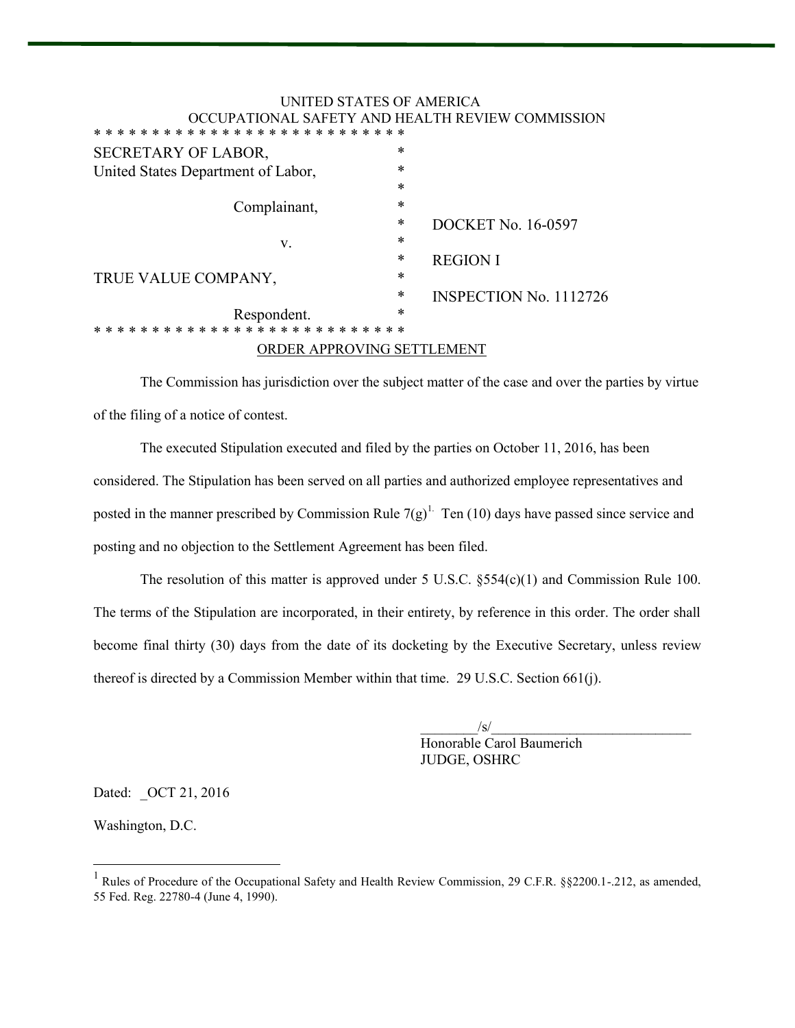UNITED STATES OF AMERICA
OCCUPATIONAL SAFETY AND HEALTH REVIEW COMMISSION

| | |
|---|---|
| SECRETARY OF LABOR, United States Department of Labor, | |
| Complainant, | DOCKET No. 16-0597 |
| v. | REGION I |
| TRUE VALUE COMPANY, | INSPECTION No. 1112726 |
| Respondent. | |

ORDER APPROVING SETTLEMENT

The Commission has jurisdiction over the subject matter of the case and over the parties by virtue of the filing of a notice of contest.

The executed Stipulation executed and filed by the parties on October 11, 2016, has been considered. The Stipulation has been served on all parties and authorized employee representatives and posted in the manner prescribed by Commission Rule 7(g)[1.] Ten (10) days have passed since service and posting and no objection to the Settlement Agreement has been filed.

The resolution of this matter is approved under 5 U.S.C. §554(c)(1) and Commission Rule 100. The terms of the Stipulation are incorporated, in their entirety, by reference in this order. The order shall become final thirty (30) days from the date of its docketing by the Executive Secretary, unless review thereof is directed by a Commission Member within that time. 29 U.S.C. Section 661(j).

/s/
Honorable Carol Baumerich
JUDGE, OSHRC

Dated: _OCT 21, 2016

Washington, D.C.

---

[1] Rules of Procedure of the Occupational Safety and Health Review Commission, 29 C.F.R. §§2200.1-.212, as amended, 55 Fed. Reg. 22780-4 (June 4, 1990).